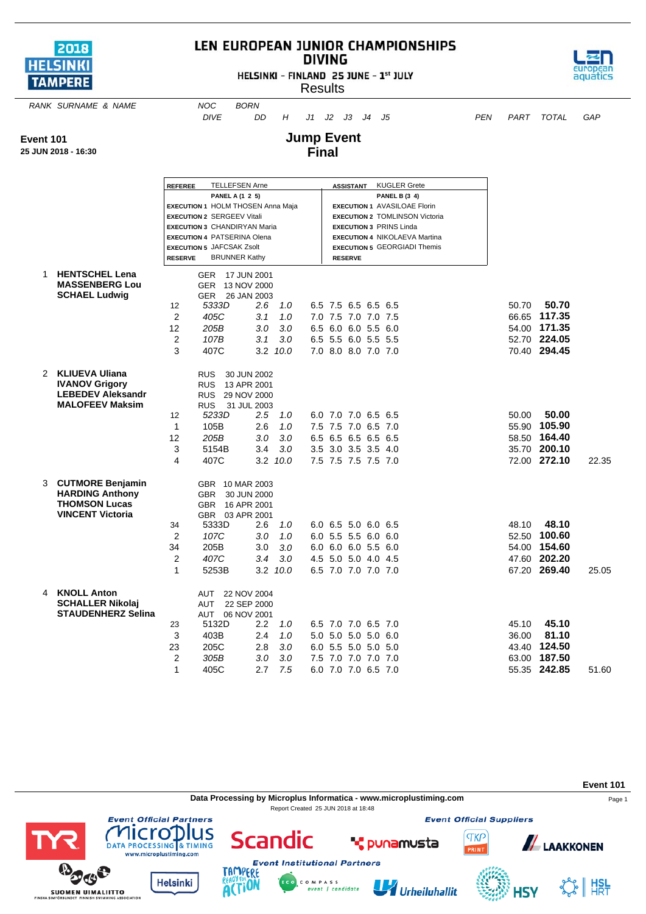# LEN EUROPEAN JUNIOR CHAMPIONSHIPS
## DIVING

HELSINKI - FINLAND 25 JUNE - 1st JULY

Results

**Event 101**
**25 JUN 2018 - 16:30**

## Jump Event
## Final

| REFEREE | TELLEFSEN Arne | ASSISTANT | KUGLER Grete |
|---|---|---|---|
| | PANEL A (1 2 5) | | PANEL B (3 4) |
| EXECUTION 1 | HOLM THOSEN Anna Maja | EXECUTION 1 | AVASILOAE Florin |
| EXECUTION 2 | SERGEEV Vitali | EXECUTION 2 | TOMLINSON Victoria |
| EXECUTION 3 | CHANDIRYAN Maria | EXECUTION 3 | PRINS Linda |
| EXECUTION 4 | PATSERINA Olena | EXECUTION 4 | NIKOLAEVA Martina |
| EXECUTION 5 | JAFCSAK Zsolt | EXECUTION 5 | GEORGIADI Themis |
| RESERVE | BRUNNER Kathy | RESERVE | |

| RANK | SURNAME & NAME | | NOC / DIVE | BORN / DD | H | J1 | J2 | J3 | J4 | J5 | PEN | PART | TOTAL | GAP |
|---|---|---|---|---|---|---|---|---|---|---|---|---|---|---|
| 1 | **HENTSCHEL Lena** | | GER | 17 JUN 2001 | | | | | | | | | | |
| | **MASSENBERG Lou** | | GER | 13 NOV 2000 | | | | | | | | | | |
| | **SCHAEL Ludwig** | | GER | 26 JAN 2003 | | | | | | | | | | |
| | | 12 | *5333D* | *2.6* | *1.0* | 6.5 | 7.5 | 6.5 | 6.5 | 6.5 | | 50.70 | **50.70** | |
| | | 2 | *405C* | *3.1* | *1.0* | 7.0 | 7.5 | 7.0 | 7.0 | 7.5 | | 66.65 | **117.35** | |
| | | 12 | *205B* | *3.0* | *3.0* | 6.5 | 6.0 | 6.0 | 5.5 | 6.0 | | 54.00 | **171.35** | |
| | | 2 | *107B* | *3.1* | *3.0* | 6.5 | 5.5 | 6.0 | 5.5 | 5.5 | | 52.70 | **224.05** | |
| | | 3 | 407C | 3.2 | *10.0* | 7.0 | 8.0 | 8.0 | 7.0 | 7.0 | | 70.40 | **294.45** | |
| 2 | **KLIUEVA Uliana** | | RUS | 30 JUN 2002 | | | | | | | | | | |
| | **IVANOV Grigory** | | RUS | 13 APR 2001 | | | | | | | | | | |
| | **LEBEDEV Aleksandr** | | RUS | 29 NOV 2000 | | | | | | | | | | |
| | **MALOFEEV Maksim** | | RUS | 31 JUL 2003 | | | | | | | | | | |
| | | 12 | *5233D* | *2.5* | *1.0* | 6.0 | 7.0 | 7.0 | 6.5 | 6.5 | | 50.00 | **50.00** | |
| | | 1 | 105B | 2.6 | *1.0* | 7.5 | 7.5 | 7.0 | 6.5 | 7.0 | | 55.90 | **105.90** | |
| | | 12 | *205B* | *3.0* | *3.0* | 6.5 | 6.5 | 6.5 | 6.5 | 6.5 | | 58.50 | **164.40** | |
| | | 3 | 5154B | 3.4 | *3.0* | 3.5 | 3.0 | 3.5 | 3.5 | 4.0 | | 35.70 | **200.10** | |
| | | 4 | 407C | 3.2 | *10.0* | 7.5 | 7.5 | 7.5 | 7.5 | 7.0 | | 72.00 | **272.10** | 22.35 |
| 3 | **CUTMORE Benjamin** | | GBR | 10 MAR 2003 | | | | | | | | | | |
| | **HARDING Anthony** | | GBR | 30 JUN 2000 | | | | | | | | | | |
| | **THOMSON Lucas** | | GBR | 16 APR 2001 | | | | | | | | | | |
| | **VINCENT Victoria** | | GBR | 03 APR 2001 | | | | | | | | | | |
| | | 34 | 5333D | 2.6 | *1.0* | 6.0 | 6.5 | 5.0 | 6.0 | 6.5 | | 48.10 | **48.10** | |
| | | 2 | *107C* | *3.0* | *1.0* | 6.0 | 5.5 | 5.5 | 6.0 | 6.0 | | 52.50 | **100.60** | |
| | | 34 | 205B | 3.0 | *3.0* | 6.0 | 6.0 | 6.0 | 5.5 | 6.0 | | 54.00 | **154.60** | |
| | | 2 | *407C* | *3.4* | *3.0* | 4.5 | 5.0 | 5.0 | 4.0 | 4.5 | | 47.60 | **202.20** | |
| | | 1 | 5253B | 3.2 | *10.0* | 6.5 | 7.0 | 7.0 | 7.0 | 7.0 | | 67.20 | **269.40** | 25.05 |
| 4 | **KNOLL Anton** | | AUT | 22 NOV 2004 | | | | | | | | | | |
| | **SCHALLER Nikolaj** | | AUT | 22 SEP 2000 | | | | | | | | | | |
| | **STAUDENHERZ Selina** | | AUT | 06 NOV 2001 | | | | | | | | | | |
| | | 23 | 5132D | 2.2 | *1.0* | 6.5 | 7.0 | 7.0 | 6.5 | 7.0 | | 45.10 | **45.10** | |
| | | 3 | 403B | 2.4 | *1.0* | 5.0 | 5.0 | 5.0 | 5.0 | 6.0 | | 36.00 | **81.10** | |
| | | 23 | 205C | 2.8 | *3.0* | 6.0 | 5.5 | 5.0 | 5.0 | 5.0 | | 43.40 | **124.50** | |
| | | 2 | *305B* | *3.0* | *3.0* | 7.5 | 7.0 | 7.0 | 7.0 | 7.0 | | 63.00 | **187.50** | |
| | | 1 | 405C | 2.7 | *7.5* | 6.0 | 7.0 | 7.0 | 6.5 | 7.0 | | 55.35 | **242.85** | 51.60 |

Data Processing by Microplus Informatica - www.microplustiming.com

Report Created 25 JUN 2018 at 18:48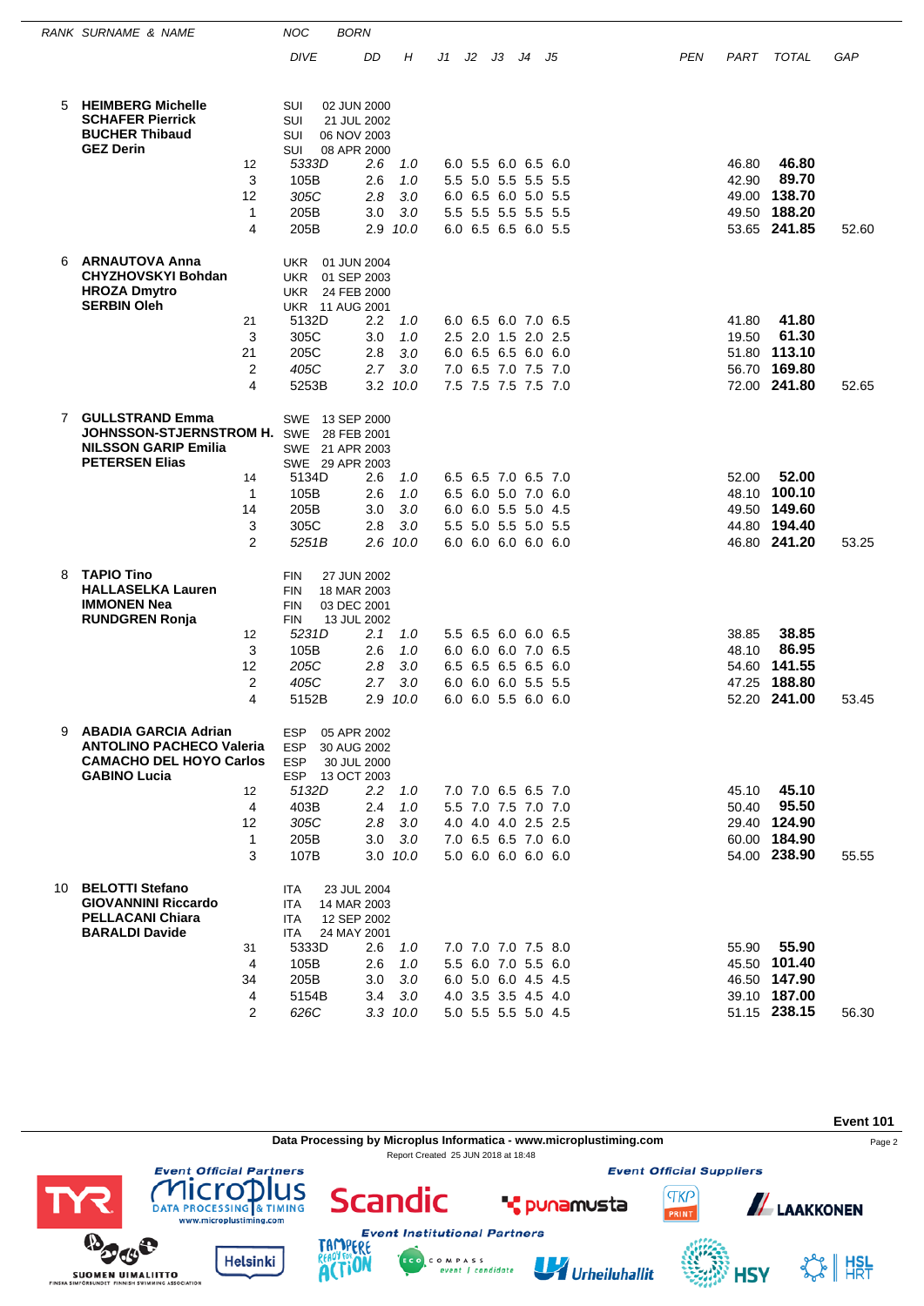| RANK | SURNAME & NAME | | NOC | BORN | | | | | | | | | | |
|---|---|---|---|---|---|---|---|---|---|---|---|---|---|---|
| | | | DIVE | DD | H | J1 | J2 | J3 | J4 | J5 | PEN | PART | TOTAL | GAP |
| 5 | **HEIMBERG Michelle** | | SUI | 02 JUN 2000 | | | | | | | | | | |
| | **SCHAFER Pierrick** | | SUI | 21 JUL 2002 | | | | | | | | | | |
| | **BUCHER Thibaud** | | SUI | 06 NOV 2003 | | | | | | | | | | |
| | **GEZ Derin** | | SUI | 08 APR 2000 | | | | | | | | | | |
| | | 12 | *5333D* | *2.6* | *1.0* | 6.0 | 5.5 | 6.0 | 6.5 | 6.0 | | 46.80 | **46.80** | |
| | | 3 | 105B | 2.6 | 1.0 | 5.5 | 5.0 | 5.5 | 5.5 | 5.5 | | 42.90 | **89.70** | |
| | | 12 | *305C* | *2.8* | *3.0* | 6.0 | 6.5 | 6.0 | 5.0 | 5.5 | | 49.00 | **138.70** | |
| | | 1 | 205B | 3.0 | 3.0 | 5.5 | 5.5 | 5.5 | 5.5 | 5.5 | | 49.50 | **188.20** | |
| | | 4 | 205B | 2.9 | 10.0 | 6.0 | 6.5 | 6.5 | 6.0 | 5.5 | | 53.65 | **241.85** | 52.60 |
| 6 | **ARNAUTOVA Anna** | | UKR | 01 JUN 2004 | | | | | | | | | | |
| | **CHYZHOVSKYI Bohdan** | | UKR | 01 SEP 2003 | | | | | | | | | | |
| | **HROZA Dmytro** | | UKR | 24 FEB 2000 | | | | | | | | | | |
| | **SERBIN Oleh** | | UKR | 11 AUG 2001 | | | | | | | | | | |
| | | 21 | 5132D | 2.2 | 1.0 | 6.0 | 6.5 | 6.0 | 7.0 | 6.5 | | 41.80 | **41.80** | |
| | | 3 | 305C | 3.0 | 1.0 | 2.5 | 2.0 | 1.5 | 2.0 | 2.5 | | 19.50 | **61.30** | |
| | | 21 | 205C | 2.8 | 3.0 | 6.0 | 6.5 | 6.5 | 6.0 | 6.0 | | 51.80 | **113.10** | |
| | | 2 | *405C* | *2.7* | *3.0* | 7.0 | 6.5 | 7.0 | 7.5 | 7.0 | | 56.70 | **169.80** | |
| | | 4 | 5253B | 3.2 | 10.0 | 7.5 | 7.5 | 7.5 | 7.5 | 7.0 | | 72.00 | **241.80** | 52.65 |
| 7 | **GULLSTRAND Emma** | | SWE | 13 SEP 2000 | | | | | | | | | | |
| | **JOHNSSON-STJERNSTROM H.** | | SWE | 28 FEB 2001 | | | | | | | | | | |
| | **NILSSON GARIP Emilia** | | SWE | 21 APR 2003 | | | | | | | | | | |
| | **PETERSEN Elias** | | SWE | 29 APR 2003 | | | | | | | | | | |
| | | 14 | 5134D | 2.6 | 1.0 | 6.5 | 6.5 | 7.0 | 6.5 | 7.0 | | 52.00 | **52.00** | |
| | | 1 | 105B | 2.6 | 1.0 | 6.5 | 6.0 | 5.0 | 7.0 | 6.0 | | 48.10 | **100.10** | |
| | | 14 | 205B | 3.0 | 3.0 | 6.0 | 6.0 | 5.5 | 5.0 | 4.5 | | 49.50 | **149.60** | |
| | | 3 | 305C | 2.8 | 3.0 | 5.5 | 5.0 | 5.5 | 5.0 | 5.5 | | 44.80 | **194.40** | |
| | | 2 | *5251B* | *2.6* | *10.0* | 6.0 | 6.0 | 6.0 | 6.0 | 6.0 | | 46.80 | **241.20** | 53.25 |
| 8 | **TAPIO Tino** | | FIN | 27 JUN 2002 | | | | | | | | | | |
| | **HALLASELKA Lauren** | | FIN | 18 MAR 2003 | | | | | | | | | | |
| | **IMMONEN Nea** | | FIN | 03 DEC 2001 | | | | | | | | | | |
| | **RUNDGREN Ronja** | | FIN | 13 JUL 2002 | | | | | | | | | | |
| | | 12 | *5231D* | *2.1* | *1.0* | 5.5 | 6.5 | 6.0 | 6.0 | 6.5 | | 38.85 | **38.85** | |
| | | 3 | 105B | 2.6 | 1.0 | 6.0 | 6.0 | 6.0 | 7.0 | 6.5 | | 48.10 | **86.95** | |
| | | 12 | *205C* | *2.8* | *3.0* | 6.5 | 6.5 | 6.5 | 6.5 | 6.0 | | 54.60 | **141.55** | |
| | | 2 | *405C* | *2.7* | *3.0* | 6.0 | 6.0 | 6.0 | 5.5 | 5.5 | | 47.25 | **188.80** | |
| | | 4 | 5152B | 2.9 | 10.0 | 6.0 | 6.0 | 5.5 | 6.0 | 6.0 | | 52.20 | **241.00** | 53.45 |
| 9 | **ABADIA GARCIA Adrian** | | ESP | 05 APR 2002 | | | | | | | | | | |
| | **ANTOLINO PACHECO Valeria** | | ESP | 30 AUG 2002 | | | | | | | | | | |
| | **CAMACHO DEL HOYO Carlos** | | ESP | 30 JUL 2000 | | | | | | | | | | |
| | **GABINO Lucia** | | ESP | 13 OCT 2003 | | | | | | | | | | |
| | | 12 | *5132D* | *2.2* | *1.0* | 7.0 | 7.0 | 6.5 | 6.5 | 7.0 | | 45.10 | **45.10** | |
| | | 4 | 403B | 2.4 | 1.0 | 5.5 | 7.0 | 7.5 | 7.0 | 7.0 | | 50.40 | **95.50** | |
| | | 12 | *305C* | *2.8* | *3.0* | 4.0 | 4.0 | 4.0 | 2.5 | 2.5 | | 29.40 | **124.90** | |
| | | 1 | 205B | 3.0 | 3.0 | 7.0 | 6.5 | 6.5 | 7.0 | 6.0 | | 60.00 | **184.90** | |
| | | 3 | 107B | 3.0 | 10.0 | 5.0 | 6.0 | 6.0 | 6.0 | 6.0 | | 54.00 | **238.90** | 55.55 |
| 10 | **BELOTTI Stefano** | | ITA | 23 JUL 2004 | | | | | | | | | | |
| | **GIOVANNINI Riccardo** | | ITA | 14 MAR 2003 | | | | | | | | | | |
| | **PELLACANI Chiara** | | ITA | 12 SEP 2002 | | | | | | | | | | |
| | **BARALDI Davide** | | ITA | 24 MAY 2001 | | | | | | | | | | |
| | | 31 | 5333D | 2.6 | 1.0 | 7.0 | 7.0 | 7.0 | 7.5 | 8.0 | | 55.90 | **55.90** | |
| | | 4 | 105B | 2.6 | 1.0 | 5.5 | 6.0 | 7.0 | 5.5 | 6.0 | | 45.50 | **101.40** | |
| | | 34 | 205B | 3.0 | 3.0 | 6.0 | 5.0 | 6.0 | 4.5 | 4.5 | | 46.50 | **147.90** | |
| | | 4 | 5154B | 3.4 | 3.0 | 4.0 | 3.5 | 3.5 | 4.5 | 4.0 | | 39.10 | **187.00** | |
| | | 2 | *626C* | *3.3* | *10.0* | 5.0 | 5.5 | 5.5 | 5.0 | 4.5 | | 51.15 | **238.15** | 56.30 |

**Event 101**

Data Processing by Microplus Informatica - www.microplustiming.com

Report Created 25 JUN 2018 at 18:48

Event Official Partners: TYR, Microplus Data Processing & Timing (www.microplustiming.com), Scandic

Event Official Suppliers: punamusta, TKP Print, Laakkonen

Event Institutional Partners: Suomen Uimaliitto, Helsinki, Tampere, Eco Compass, Urheiluhallit, HSY, HSL HRT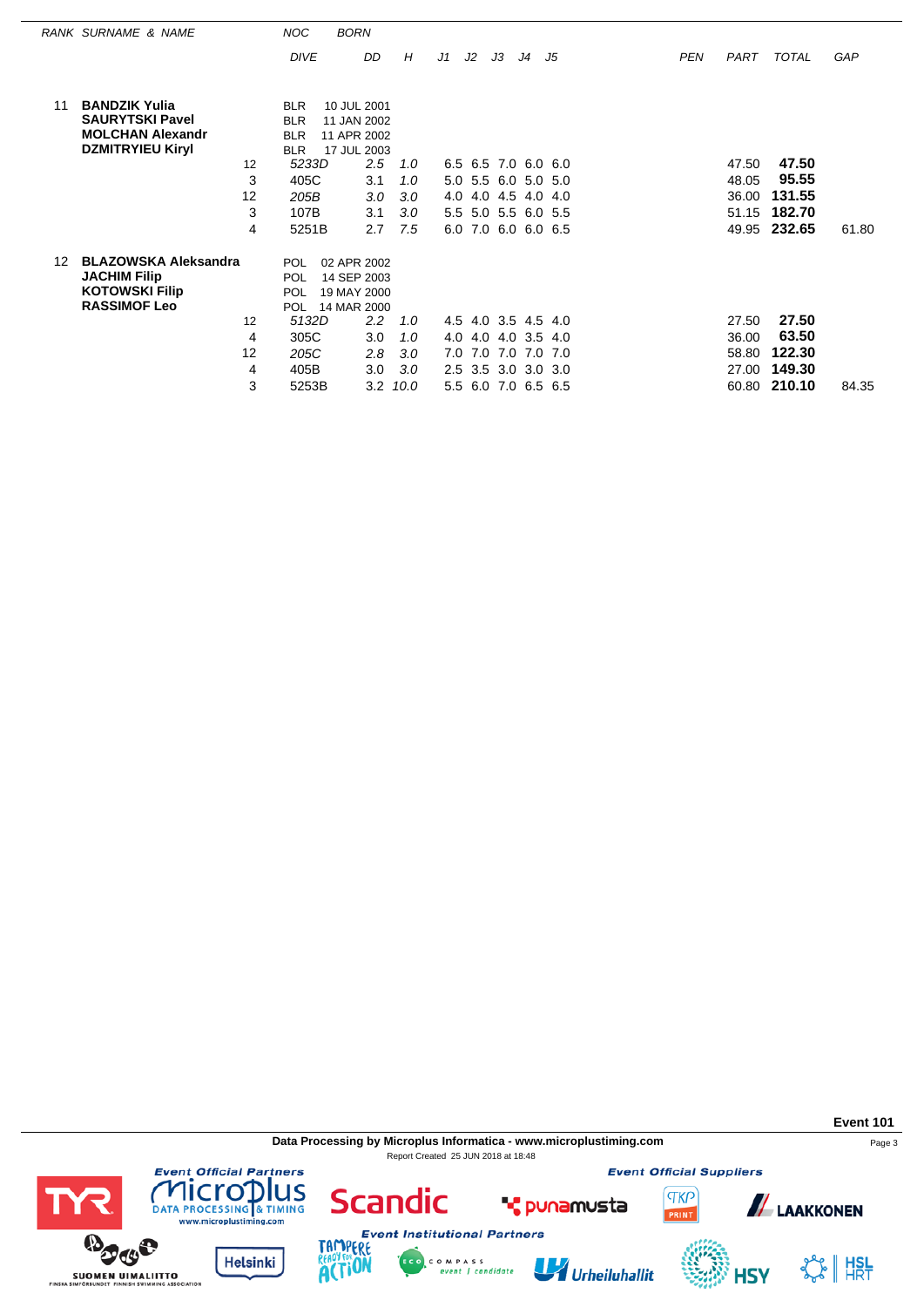| RANK | SURNAME & NAME | | NOC | BORN | | | | | | | | | | |
|---|---|---|---|---|---|---|---|---|---|---|---|---|---|---|
| | | | DIVE | DD | H | J1 | J2 | J3 | J4 | J5 | PEN | PART | TOTAL | GAP |
| 11 | **BANDZIK Yulia** | | BLR | 10 JUL 2001 | | | | | | | | | | |
| | **SAURYTSKI Pavel** | | BLR | 11 JAN 2002 | | | | | | | | | | |
| | **MOLCHAN Alexandr** | | BLR | 11 APR 2002 | | | | | | | | | | |
| | **DZMITRYIEU Kiryl** | | BLR | 17 JUL 2003 | | | | | | | | | | |
| | | 12 | *5233D* | *2.5* | *1.0* | 6.5 | 6.5 | 7.0 | 6.0 | 6.0 | | 47.50 | **47.50** | |
| | | 3 | 405C | 3.1 | *1.0* | 5.0 | 5.5 | 6.0 | 5.0 | 5.0 | | 48.05 | **95.55** | |
| | | 12 | *205B* | *3.0* | *3.0* | 4.0 | 4.0 | 4.5 | 4.0 | 4.0 | | 36.00 | **131.55** | |
| | | 3 | 107B | 3.1 | *3.0* | 5.5 | 5.0 | 5.5 | 6.0 | 5.5 | | 51.15 | **182.70** | |
| | | 4 | 5251B | 2.7 | *7.5* | 6.0 | 7.0 | 6.0 | 6.0 | 6.5 | | 49.95 | **232.65** | 61.80 |
| 12 | **BLAZOWSKA Aleksandra** | | POL | 02 APR 2002 | | | | | | | | | | |
| | **JACHIM Filip** | | POL | 14 SEP 2003 | | | | | | | | | | |
| | **KOTOWSKI Filip** | | POL | 19 MAY 2000 | | | | | | | | | | |
| | **RASSIMOF Leo** | | POL | 14 MAR 2000 | | | | | | | | | | |
| | | 12 | *5132D* | *2.2* | *1.0* | 4.5 | 4.0 | 3.5 | 4.5 | 4.0 | | 27.50 | **27.50** | |
| | | 4 | 305C | 3.0 | *1.0* | 4.0 | 4.0 | 4.0 | 3.5 | 4.0 | | 36.00 | **63.50** | |
| | | 12 | *205C* | *2.8* | *3.0* | 7.0 | 7.0 | 7.0 | 7.0 | 7.0 | | 58.80 | **122.30** | |
| | | 4 | 405B | 3.0 | *3.0* | 2.5 | 3.5 | 3.0 | 3.0 | 3.0 | | 27.00 | **149.30** | |
| | | 3 | 5253B | 3.2 | *10.0* | 5.5 | 6.0 | 7.0 | 6.5 | 6.5 | | 60.80 | **210.10** | 84.35 |

**Event 101**

Data Processing by Microplus Informatica - www.microplustiming.com

Report Created 25 JUN 2018 at 18:48

Event Official Partners

Event Official Suppliers

Event Institutional Partners